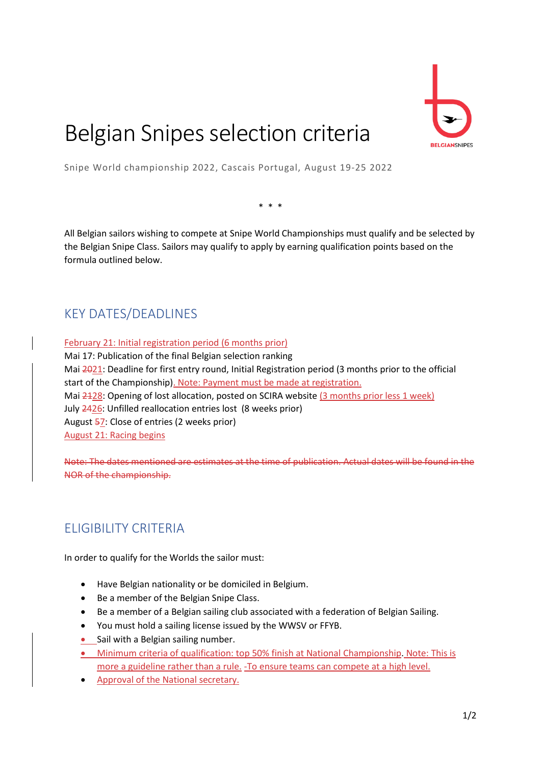# Belgian Snipes selection criteria

Snipe World championship 2022, Cascais Portugal, August 19-25 2022

\* \* \*

All Belgian sailors wishing to compete at Snipe World Championships must qualify and be selected by the Belgian Snipe Class. Sailors may qualify to apply by earning qualification points based on the formula outlined below.

## KEY DATES/DEADLINES

February 21: Initial registration period (6 months prior)
Mai 17: Publication of the final Belgian selection ranking
Mai ~~20~~21: Deadline for first entry round, Initial Registration period (3 months prior to the official start of the Championship). Note: Payment must be made at registration.
Mai ~~21~~28: Opening of lost allocation, posted on SCIRA website (3 months prior less 1 week)
July ~~24~~26: Unfilled reallocation entries lost (8 weeks prior)
August ~~5~~7: Close of entries (2 weeks prior)
August 21: Racing begins

~~Note: The dates mentioned are estimates at the time of publication. Actual dates will be found in the NOR of the championship.~~

## ELIGIBILITY CRITERIA

In order to qualify for the Worlds the sailor must:

- Have Belgian nationality or be domiciled in Belgium.
- Be a member of the Belgian Snipe Class.
- Be a member of a Belgian sailing club associated with a federation of Belgian Sailing.
- You must hold a sailing license issued by the WWSV or FFYB.
- Sail with a Belgian sailing number.
- Minimum criteria of qualification: top 50% finish at National Championship. Note: This is more a guideline rather than a rule. ~~-~~To ensure teams can compete at a high level.
- Approval of the National secretary.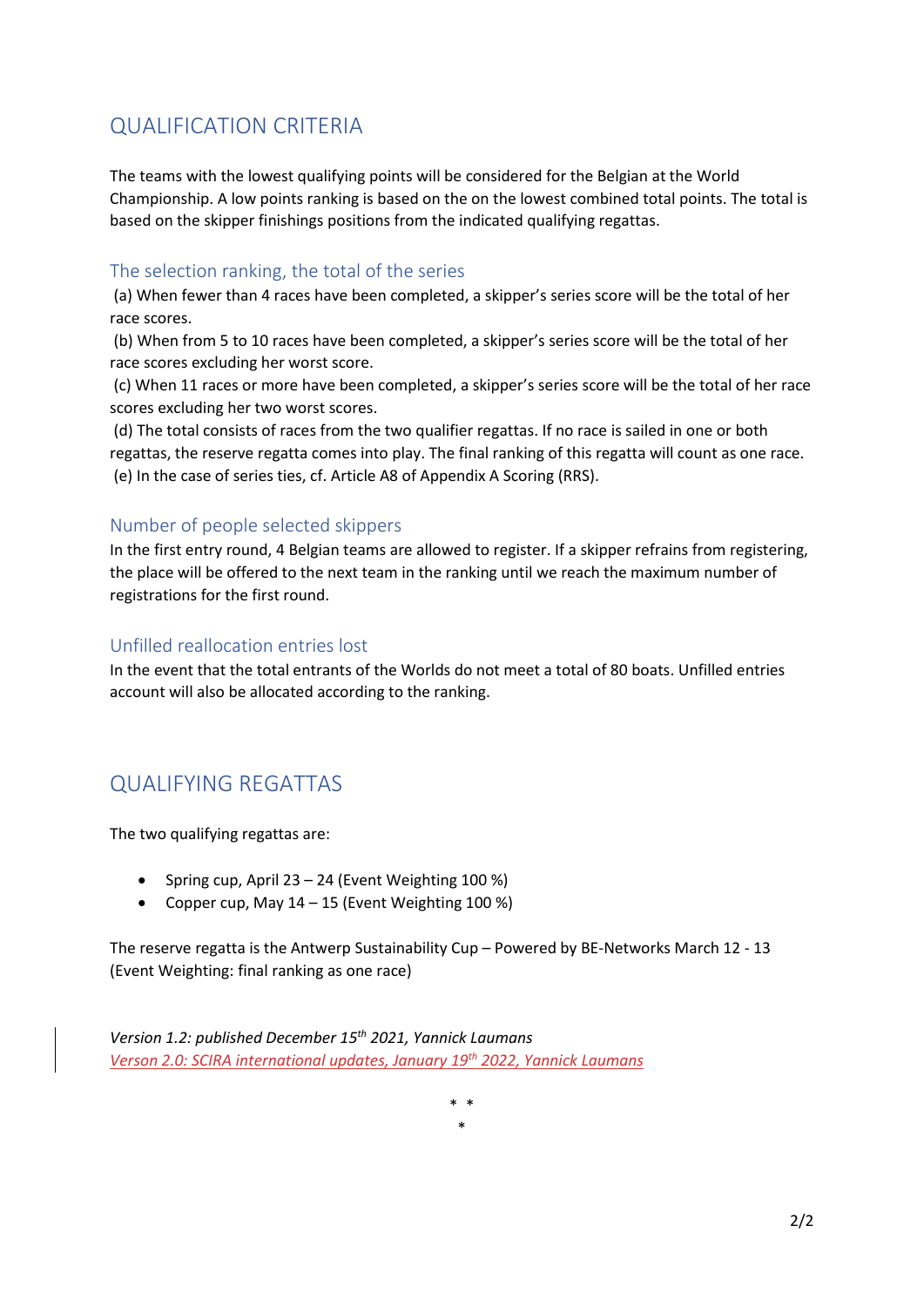## QUALIFICATION CRITERIA

The teams with the lowest qualifying points will be considered for the Belgian at the World Championship. A low points ranking is based on the on the lowest combined total points. The total is based on the skipper finishings positions from the indicated qualifying regattas.

### The selection ranking, the total of the series

(a) When fewer than 4 races have been completed, a skipper's series score will be the total of her race scores.
(b) When from 5 to 10 races have been completed, a skipper's series score will be the total of her race scores excluding her worst score.
(c) When 11 races or more have been completed, a skipper's series score will be the total of her race scores excluding her two worst scores.
(d) The total consists of races from the two qualifier regattas. If no race is sailed in one or both regattas, the reserve regatta comes into play. The final ranking of this regatta will count as one race.
(e) In the case of series ties, cf. Article A8 of Appendix A Scoring (RRS).

### Number of people selected skippers

In the first entry round, 4 Belgian teams are allowed to register. If a skipper refrains from registering, the place will be offered to the next team in the ranking until we reach the maximum number of registrations for the first round.

### Unfilled reallocation entries lost

In the event that the total entrants of the Worlds do not meet a total of 80 boats. Unfilled entries account will also be allocated according to the ranking.

## QUALIFYING REGATTAS

The two qualifying regattas are:

- Spring cup, April 23 – 24 (Event Weighting 100 %)
- Copper cup, May 14 – 15 (Event Weighting 100 %)

The reserve regatta is the Antwerp Sustainability Cup – Powered by BE-Networks March 12 - 13 (Event Weighting: final ranking as one race)

*Version 1.2: published December 15th 2021, Yannick Laumans*
*Verson 2.0: SCIRA international updates, January 19th 2022, Yannick Laumans*

\* \*
\*